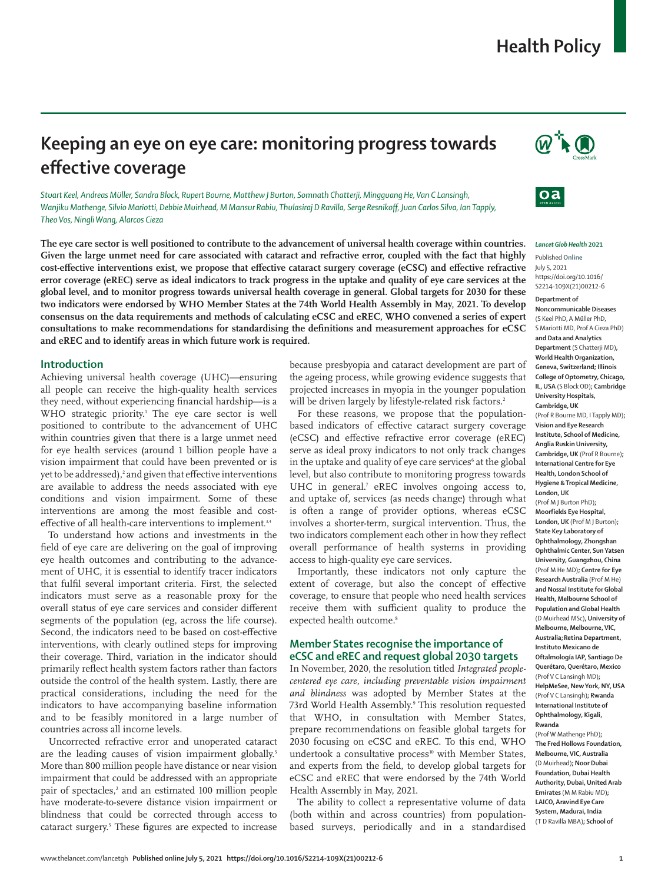# Keeping an eye on eye care: monitoring progress towards effective coverage

*Stuart Keel, Andreas Müller, Sandra Block, Rupert Bourne, Matthew J Burton, Somnath Chatterji, Mingguang He, Van C Lansingh, Wanjiku Mathenge, Silvio Mariotti, Debbie Muirhead, M Mansur Rabiu, Thulasiraj D Ravilla, Serge Resnikoff, Juan Carlos Silva, Ian Tapply, Theo Vos, Ningli Wang, Alarcos Cieza*

**The eye care sector is well positioned to contribute to the advancement of universal health coverage within countries. Given the large unmet need for care associated with cataract and refractive error, coupled with the fact that highly cost-effective interventions exist, we propose that effective cataract surgery coverage (eCSC) and effective refractive error coverage (eREC) serve as ideal indicators to track progress in the uptake and quality of eye care services at the global level, and to monitor progress towards universal health coverage in general. Global targets for 2030 for these two indicators were endorsed by WHO Member States at the 74th World Health Assembly in May, 2021. To develop consensus on the data requirements and methods of calculating eCSC and eREC, WHO convened a series of expert consultations to make recommendations for standardising the definitions and measurement approaches for eCSC and eREC and to identify areas in which future work is required.**

## Introduction

Achieving universal health coverage (UHC)—ensuring all people can receive the high-quality health services they need, without experiencing financial hardship—is a WHO strategic priority.[1] The eye care sector is well positioned to contribute to the advancement of UHC within countries given that there is a large unmet need for eye health services (around 1 billion people have a vision impairment that could have been prevented or is yet to be addressed),[2] and given that effective interventions are available to address the needs associated with eye conditions and vision impairment. Some of these interventions are among the most feasible and cost-effective of all health-care interventions to implement.[3,4]

To understand how actions and investments in the field of eye care are delivering on the goal of improving eye health outcomes and contributing to the advancement of UHC, it is essential to identify tracer indicators that fulfil several important criteria. First, the selected indicators must serve as a reasonable proxy for the overall status of eye care services and consider different segments of the population (eg, across the life course). Second, the indicators need to be based on cost-effective interventions, with clearly outlined steps for improving their coverage. Third, variation in the indicator should primarily reflect health system factors rather than factors outside the control of the health system. Lastly, there are practical considerations, including the need for the indicators to have accompanying baseline information and to be feasibly monitored in a large number of countries across all income levels.

Uncorrected refractive error and unoperated cataract are the leading causes of vision impairment globally.[5] More than 800 million people have distance or near vision impairment that could be addressed with an appropriate pair of spectacles,[2] and an estimated 100 million people have moderate-to-severe distance vision impairment or blindness that could be corrected through access to cataract surgery.[5] These figures are expected to increase because presbyopia and cataract development are part of the ageing process, while growing evidence suggests that projected increases in myopia in the younger population will be driven largely by lifestyle-related risk factors.[2]

For these reasons, we propose that the population-based indicators of effective cataract surgery coverage (eCSC) and effective refractive error coverage (eREC) serve as ideal proxy indicators to not only track changes in the uptake and quality of eye care services[6] at the global level, but also contribute to monitoring progress towards UHC in general.[7] eREC involves ongoing access to, and uptake of, services (as needs change) through what is often a range of provider options, whereas eCSC involves a shorter-term, surgical intervention. Thus, the two indicators complement each other in how they reflect overall performance of health systems in providing access to high-quality eye care services.

Importantly, these indicators not only capture the extent of coverage, but also the concept of effective coverage, to ensure that people who need health services receive them with sufficient quality to produce the expected health outcome.[8]

## Member States recognise the importance of eCSC and eREC and request global 2030 targets

In November, 2020, the resolution titled *Integrated people-centered eye care, including preventable vision impairment and blindness* was adopted by Member States at the 73rd World Health Assembly.[9] This resolution requested that WHO, in consultation with Member States, prepare recommendations on feasible global targets for 2030 focusing on eCSC and eREC. To this end, WHO undertook a consultative process[10] with Member States, and experts from the field, to develop global targets for eCSC and eREC that were endorsed by the 74th World Health Assembly in May, 2021.

The ability to collect a representative volume of data (both within and across countries) from population-based surveys, periodically and in a standardised

*Lancet Glob Health* 2021

Published **Online** July 5, 2021 https://doi.org/10.1016/S2214-109X(21)00212-6

**Department of Noncommunicable Diseases** (S Keel PhD, A Müller PhD, S Mariotti MD, Prof A Cieza PhD) **and Data and Analytics Department** (S Chatterji MD)**, World Health Organization, Geneva, Switzerland; Illinois College of Optometry, Chicago, IL, USA** (S Block OD)**; Cambridge University Hospitals, Cambridge, UK** (Prof R Bourne MD, I Tapply MD)**; Vision and Eye Research Institute, School of Medicine, Anglia Ruskin University, Cambridge, UK** (Prof R Bourne)**; International Centre for Eye Health, London School of Hygiene & Tropical Medicine, London, UK** (Prof M J Burton PhD)**; Moorfields Eye Hospital, London, UK** (Prof M J Burton)**; State Key Laboratory of Ophthalmology, Zhongshan Ophthalmic Center, Sun Yatsen University, Guangzhou, China** (Prof M He MD)**; Centre for Eye Research Australia** (Prof M He) **and Nossal Institute for Global Health, Melbourne School of Population and Global Health** (D Muirhead MSc)**, University of Melbourne, Melbourne, VIC, Australia; Retina Department, Instituto Mexicano de Oftalmología IAP, Santiago De Querétaro, Querétaro, Mexico** (Prof V C Lansingh MD)**; HelpMeSee, New York, NY, USA** (Prof V C Lansingh)**; Rwanda International Institute of Ophthalmology, Kigali, Rwanda** (Prof W Mathenge PhD)**; The Fred Hollows Foundation, Melbourne, VIC, Australia** (D Muirhead)**; Noor Dubai Foundation, Dubai Health Authority, Dubai, United Arab Emirates** (M M Rabiu MD)**; LAICO, Aravind Eye Care System, Madurai, India** (T D Ravilla MBA)**; School of**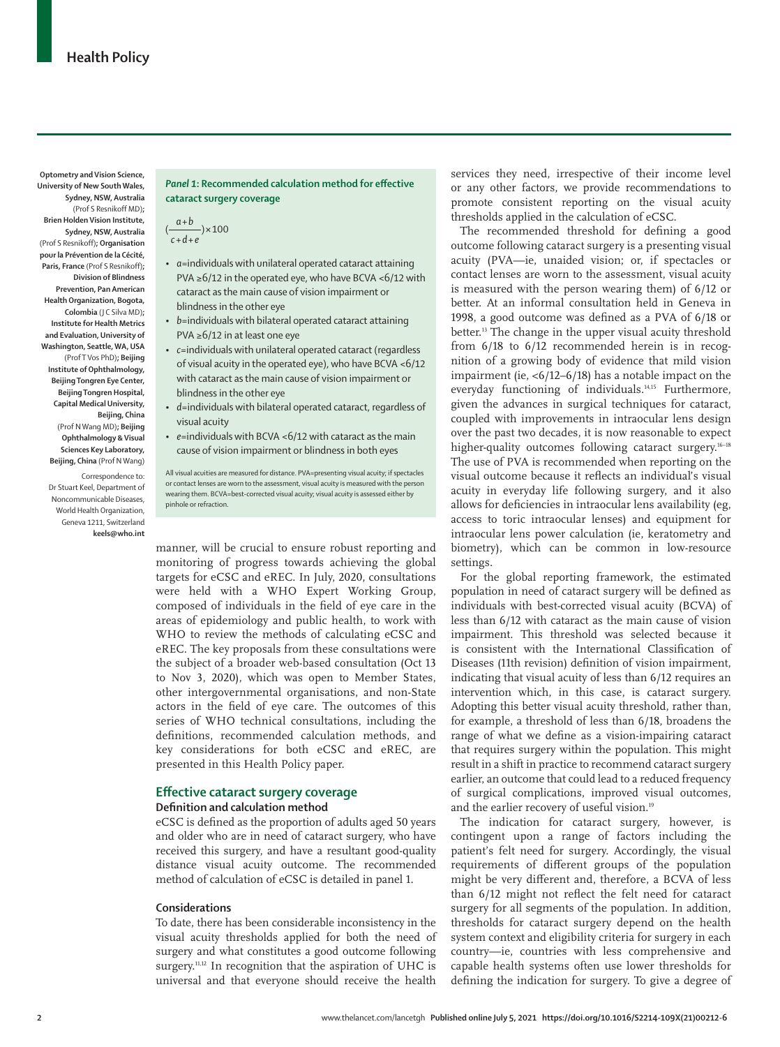Optometry and Vision Science, University of New South Wales, Sydney, NSW, Australia (Prof S Resnikoff MD); Brien Holden Vision Institute, Sydney, NSW, Australia (Prof S Resnikoff); Organisation pour la Prévention de la Cécité, Paris, France (Prof S Resnikoff); Division of Blindness Prevention, Pan American Health Organization, Bogota, Colombia (J C Silva MD); Institute for Health Metrics and Evaluation, University of Washington, Seattle, WA, USA (Prof T Vos PhD); Beijing Institute of Ophthalmology, Beijing Tongren Eye Center, Beijing Tongren Hospital, Capital Medical University, Beijing, China (Prof N Wang MD); Beijing Ophthalmology & Visual Sciences Key Laboratory, Beijing, China (Prof N Wang)

Correspondence to: Dr Stuart Keel, Department of Noncommunicable Diseases, World Health Organization, Geneva 1211, Switzerland **keels@who.int**

> ***Panel 1*: Recommended calculation method for effective cataract surgery coverage**
>
> $$\left(\frac{a+b}{c+d+e}\right)\times 100$$
>
> - $a$=individuals with unilateral operated cataract attaining PVA ≥6/12 in the operated eye, who have BCVA <6/12 with cataract as the main cause of vision impairment or blindness in the other eye
> - $b$=individuals with bilateral operated cataract attaining PVA ≥6/12 in at least one eye
> - $c$=individuals with unilateral operated cataract (regardless of visual acuity in the operated eye), who have BCVA <6/12 with cataract as the main cause of vision impairment or blindness in the other eye
> - $d$=individuals with bilateral operated cataract, regardless of visual acuity
> - $e$=individuals with BCVA <6/12 with cataract as the main cause of vision impairment or blindness in both eyes
>
> All visual acuities are measured for distance. PVA=presenting visual acuity; if spectacles or contact lenses are worn to the assessment, visual acuity is measured with the person wearing them. BCVA=best-corrected visual acuity; visual acuity is assessed either by pinhole or refraction.

manner, will be crucial to ensure robust reporting and monitoring of progress towards achieving the global targets for eCSC and eREC. In July, 2020, consultations were held with a WHO Expert Working Group, composed of individuals in the field of eye care in the areas of epidemiology and public health, to work with WHO to review the methods of calculating eCSC and eREC. The key proposals from these consultations were the subject of a broader web-based consultation (Oct 13 to Nov 3, 2020), which was open to Member States, other intergovernmental organisations, and non-State actors in the field of eye care. The outcomes of this series of WHO technical consultations, including the definitions, recommended calculation methods, and key considerations for both eCSC and eREC, are presented in this Health Policy paper.

## Effective cataract surgery coverage

### Definition and calculation method

eCSC is defined as the proportion of adults aged 50 years and older who are in need of cataract surgery, who have received this surgery, and have a resultant good-quality distance visual acuity outcome. The recommended method of calculation of eCSC is detailed in panel 1.

### Considerations

To date, there has been considerable inconsistency in the visual acuity thresholds applied for both the need of surgery and what constitutes a good outcome following surgery.[11,12] In recognition that the aspiration of UHC is universal and that everyone should receive the health services they need, irrespective of their income level or any other factors, we provide recommendations to promote consistent reporting on the visual acuity thresholds applied in the calculation of eCSC.

The recommended threshold for defining a good outcome following cataract surgery is a presenting visual acuity (PVA—ie, unaided vision; or, if spectacles or contact lenses are worn to the assessment, visual acuity is measured with the person wearing them) of 6/12 or better. At an informal consultation held in Geneva in 1998, a good outcome was defined as a PVA of 6/18 or better.[13] The change in the upper visual acuity threshold from 6/18 to 6/12 recommended herein is in recognition of a growing body of evidence that mild vision impairment (ie, <6/12–6/18) has a notable impact on the everyday functioning of individuals.[14,15] Furthermore, given the advances in surgical techniques for cataract, coupled with improvements in intraocular lens design over the past two decades, it is now reasonable to expect higher-quality outcomes following cataract surgery.[16–18] The use of PVA is recommended when reporting on the visual outcome because it reflects an individual's visual acuity in everyday life following surgery, and it also allows for deficiencies in intraocular lens availability (eg, access to toric intraocular lenses) and equipment for intraocular lens power calculation (ie, keratometry and biometry), which can be common in low-resource settings.

For the global reporting framework, the estimated population in need of cataract surgery will be defined as individuals with best-corrected visual acuity (BCVA) of less than 6/12 with cataract as the main cause of vision impairment. This threshold was selected because it is consistent with the International Classification of Diseases (11th revision) definition of vision impairment, indicating that visual acuity of less than 6/12 requires an intervention which, in this case, is cataract surgery. Adopting this better visual acuity threshold, rather than, for example, a threshold of less than 6/18, broadens the range of what we define as a vision-impairing cataract that requires surgery within the population. This might result in a shift in practice to recommend cataract surgery earlier, an outcome that could lead to a reduced frequency of surgical complications, improved visual outcomes, and the earlier recovery of useful vision.[19]

The indication for cataract surgery, however, is contingent upon a range of factors including the patient's felt need for surgery. Accordingly, the visual requirements of different groups of the population might be very different and, therefore, a BCVA of less than 6/12 might not reflect the felt need for cataract surgery for all segments of the population. In addition, thresholds for cataract surgery depend on the health system context and eligibility criteria for surgery in each country—ie, countries with less comprehensive and capable health systems often use lower thresholds for defining the indication for surgery. To give a degree of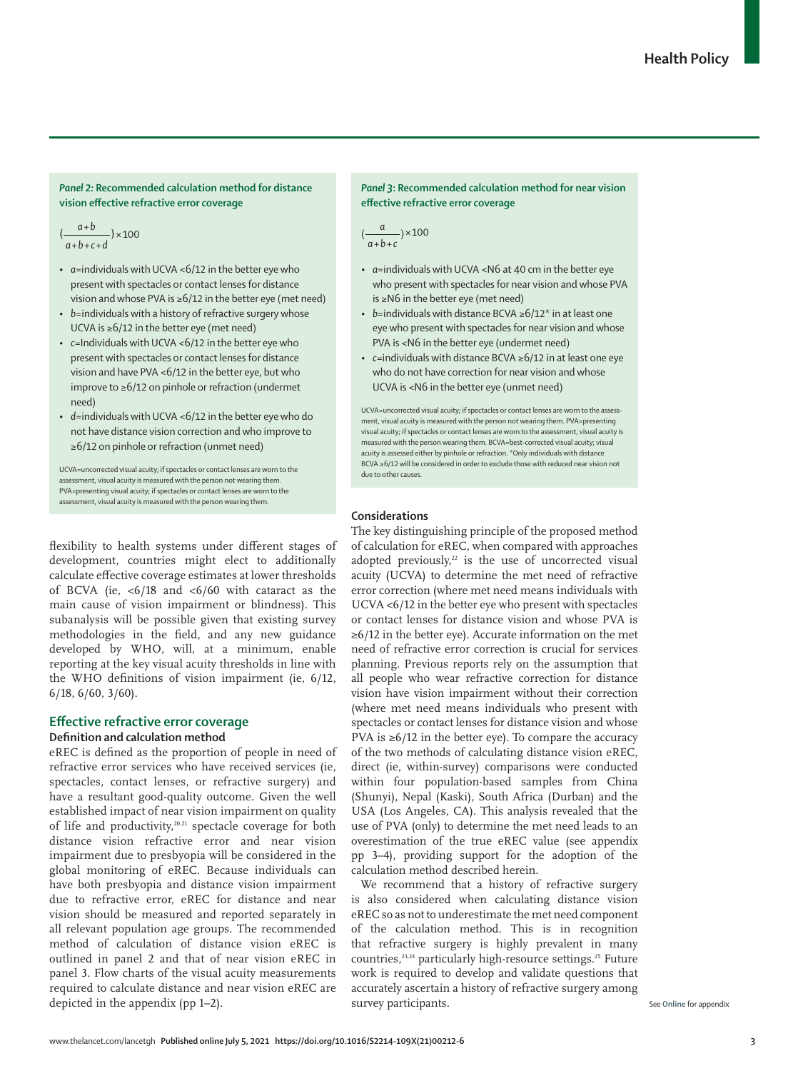*Panel 2:* **Recommended calculation method for distance vision effective refractive error coverage**

$$\left(\frac{a+b}{a+b+c+d}\right)\times 100$$

- *a*=individuals with UCVA <6/12 in the better eye who present with spectacles or contact lenses for distance vision and whose PVA is ≥6/12 in the better eye (met need)
- *b*=individuals with a history of refractive surgery whose UCVA is ≥6/12 in the better eye (met need)
- *c*=Individuals with UCVA <6/12 in the better eye who present with spectacles or contact lenses for distance vision and have PVA <6/12 in the better eye, but who improve to ≥6/12 on pinhole or refraction (undermet need)
- *d*=individuals with UCVA <6/12 in the better eye who do not have distance vision correction and who improve to ≥6/12 on pinhole or refraction (unmet need)

UCVA=uncorrected visual acuity; if spectacles or contact lenses are worn to the assessment, visual acuity is measured with the person not wearing them. PVA=presenting visual acuity; if spectacles or contact lenses are worn to the assessment, visual acuity is measured with the person wearing them.

*Panel 3*: **Recommended calculation method for near vision effective refractive error coverage**

$$\left(\frac{a}{a+b+c}\right)\times 100$$

- *a*=individuals with UCVA <N6 at 40 cm in the better eye who present with spectacles for near vision and whose PVA is ≥N6 in the better eye (met need)
- *b*=individuals with distance BCVA ≥6/12* in at least one eye who present with spectacles for near vision and whose PVA is <N6 in the better eye (undermet need)
- *c*=individuals with distance BCVA ≥6/12 in at least one eye who do not have correction for near vision and whose UCVA is <N6 in the better eye (unmet need)

UCVA=uncorrected visual acuity; if spectacles or contact lenses are worn to the assessment, visual acuity is measured with the person not wearing them. PVA=presenting visual acuity; if spectacles or contact lenses are worn to the assessment, visual acuity is measured with the person wearing them. BCVA=best-corrected visual acuity; visual acuity is assessed either by pinhole or refraction. *Only individuals with distance BCVA ≥6/12 will be considered in order to exclude those with reduced near vision not due to other causes.

flexibility to health systems under different stages of development, countries might elect to additionally calculate effective coverage estimates at lower thresholds of BCVA (ie, <6/18 and <6/60 with cataract as the main cause of vision impairment or blindness). This subanalysis will be possible given that existing survey methodologies in the field, and any new guidance developed by WHO, will, at a minimum, enable reporting at the key visual acuity thresholds in line with the WHO definitions of vision impairment (ie, 6/12, 6/18, 6/60, 3/60).

## Effective refractive error coverage

### Definition and calculation method

eREC is defined as the proportion of people in need of refractive error services who have received services (ie, spectacles, contact lenses, or refractive surgery) and have a resultant good-quality outcome. Given the well established impact of near vision impairment on quality of life and productivity,[20,21] spectacle coverage for both distance vision refractive error and near vision impairment due to presbyopia will be considered in the global monitoring of eREC. Because individuals can have both presbyopia and distance vision impairment due to refractive error, eREC for distance and near vision should be measured and reported separately in all relevant population age groups. The recommended method of calculation of distance vision eREC is outlined in panel 2 and that of near vision eREC in panel 3. Flow charts of the visual acuity measurements required to calculate distance and near vision eREC are depicted in the appendix (pp 1–2).

### Considerations

The key distinguishing principle of the proposed method of calculation for eREC, when compared with approaches adopted previously,[22] is the use of uncorrected visual acuity (UCVA) to determine the met need of refractive error correction (where met need means individuals with UCVA <6/12 in the better eye who present with spectacles or contact lenses for distance vision and whose PVA is ≥6/12 in the better eye). Accurate information on the met need of refractive error correction is crucial for services planning. Previous reports rely on the assumption that all people who wear refractive correction for distance vision have vision impairment without their correction (where met need means individuals who present with spectacles or contact lenses for distance vision and whose PVA is ≥6/12 in the better eye). To compare the accuracy of the two methods of calculating distance vision eREC, direct (ie, within-survey) comparisons were conducted within four population-based samples from China (Shunyi), Nepal (Kaski), South Africa (Durban) and the USA (Los Angeles, CA). This analysis revealed that the use of PVA (only) to determine the met need leads to an overestimation of the true eREC value (see appendix pp 3–4), providing support for the adoption of the calculation method described herein.

We recommend that a history of refractive surgery is also considered when calculating distance vision eREC so as not to underestimate the met need component of the calculation method. This is in recognition that refractive surgery is highly prevalent in many countries,[23,24] particularly high-resource settings.[25] Future work is required to develop and validate questions that accurately ascertain a history of refractive surgery among survey participants.

See Online for appendix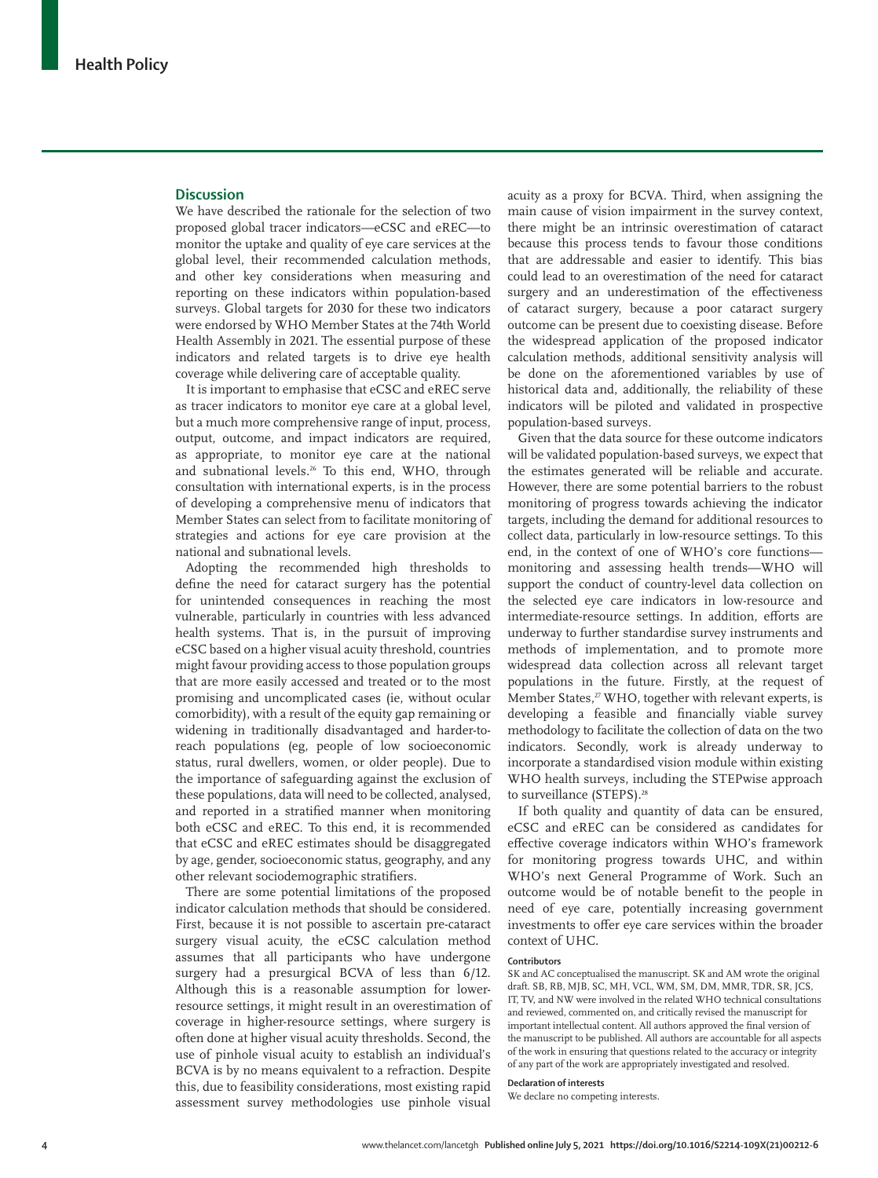## Discussion

We have described the rationale for the selection of two proposed global tracer indicators—eCSC and eREC—to monitor the uptake and quality of eye care services at the global level, their recommended calculation methods, and other key considerations when measuring and reporting on these indicators within population-based surveys. Global targets for 2030 for these two indicators were endorsed by WHO Member States at the 74th World Health Assembly in 2021. The essential purpose of these indicators and related targets is to drive eye health coverage while delivering care of acceptable quality.

It is important to emphasise that eCSC and eREC serve as tracer indicators to monitor eye care at a global level, but a much more comprehensive range of input, process, output, outcome, and impact indicators are required, as appropriate, to monitor eye care at the national and subnational levels.[26] To this end, WHO, through consultation with international experts, is in the process of developing a comprehensive menu of indicators that Member States can select from to facilitate monitoring of strategies and actions for eye care provision at the national and subnational levels.

Adopting the recommended high thresholds to define the need for cataract surgery has the potential for unintended consequences in reaching the most vulnerable, particularly in countries with less advanced health systems. That is, in the pursuit of improving eCSC based on a higher visual acuity threshold, countries might favour providing access to those population groups that are more easily accessed and treated or to the most promising and uncomplicated cases (ie, without ocular comorbidity), with a result of the equity gap remaining or widening in traditionally disadvantaged and harder-to-reach populations (eg, people of low socioeconomic status, rural dwellers, women, or older people). Due to the importance of safeguarding against the exclusion of these populations, data will need to be collected, analysed, and reported in a stratified manner when monitoring both eCSC and eREC. To this end, it is recommended that eCSC and eREC estimates should be disaggregated by age, gender, socioeconomic status, geography, and any other relevant sociodemographic stratifiers.

There are some potential limitations of the proposed indicator calculation methods that should be considered. First, because it is not possible to ascertain pre-cataract surgery visual acuity, the eCSC calculation method assumes that all participants who have undergone surgery had a presurgical BCVA of less than 6/12. Although this is a reasonable assumption for lower-resource settings, it might result in an overestimation of coverage in higher-resource settings, where surgery is often done at higher visual acuity thresholds. Second, the use of pinhole visual acuity to establish an individual's BCVA is by no means equivalent to a refraction. Despite this, due to feasibility considerations, most existing rapid assessment survey methodologies use pinhole visual acuity as a proxy for BCVA. Third, when assigning the main cause of vision impairment in the survey context, there might be an intrinsic overestimation of cataract because this process tends to favour those conditions that are addressable and easier to identify. This bias could lead to an overestimation of the need for cataract surgery and an underestimation of the effectiveness of cataract surgery, because a poor cataract surgery outcome can be present due to coexisting disease. Before the widespread application of the proposed indicator calculation methods, additional sensitivity analysis will be done on the aforementioned variables by use of historical data and, additionally, the reliability of these indicators will be piloted and validated in prospective population-based surveys.

Given that the data source for these outcome indicators will be validated population-based surveys, we expect that the estimates generated will be reliable and accurate. However, there are some potential barriers to the robust monitoring of progress towards achieving the indicator targets, including the demand for additional resources to collect data, particularly in low-resource settings. To this end, in the context of one of WHO's core functions—monitoring and assessing health trends—WHO will support the conduct of country-level data collection on the selected eye care indicators in low-resource and intermediate-resource settings. In addition, efforts are underway to further standardise survey instruments and methods of implementation, and to promote more widespread data collection across all relevant target populations in the future. Firstly, at the request of Member States,[27] WHO, together with relevant experts, is developing a feasible and financially viable survey methodology to facilitate the collection of data on the two indicators. Secondly, work is already underway to incorporate a standardised vision module within existing WHO health surveys, including the STEPwise approach to surveillance (STEPS).[28]

If both quality and quantity of data can be ensured, eCSC and eREC can be considered as candidates for effective coverage indicators within WHO's framework for monitoring progress towards UHC, and within WHO's next General Programme of Work. Such an outcome would be of notable benefit to the people in need of eye care, potentially increasing government investments to offer eye care services within the broader context of UHC.

#### Contributors

SK and AC conceptualised the manuscript. SK and AM wrote the original draft. SB, RB, MJB, SC, MH, VCL, WM, SM, DM, MMR, TDR, SR, JCS, IT, TV, and NW were involved in the related WHO technical consultations and reviewed, commented on, and critically revised the manuscript for important intellectual content. All authors approved the final version of the manuscript to be published. All authors are accountable for all aspects of the work in ensuring that questions related to the accuracy or integrity of any part of the work are appropriately investigated and resolved.

#### Declaration of interests

We declare no competing interests.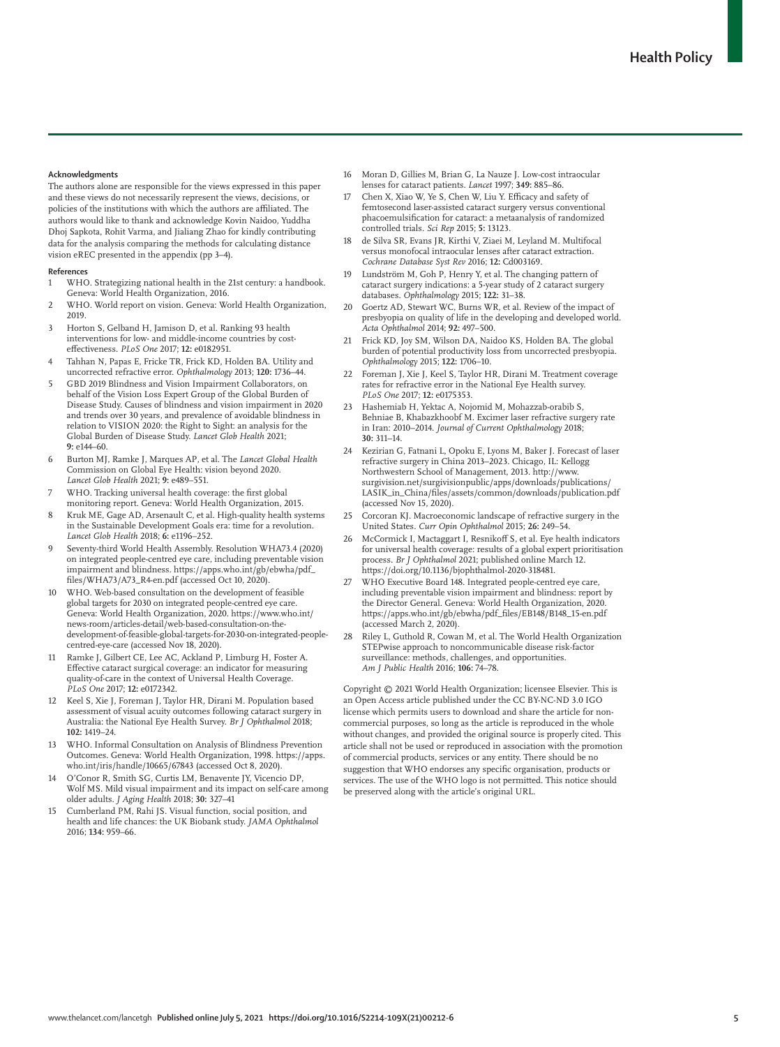## Acknowledgments

The authors alone are responsible for the views expressed in this paper and these views do not necessarily represent the views, decisions, or policies of the institutions with which the authors are affiliated. The authors would like to thank and acknowledge Kovin Naidoo, Yuddha Dhoj Sapkota, Rohit Varma, and Jialiang Zhao for kindly contributing data for the analysis comparing the methods for calculating distance vision eREC presented in the appendix (pp 3–4).

## References

1. WHO. Strategizing national health in the 21st century: a handbook. Geneva: World Health Organization, 2016.
2. WHO. World report on vision. Geneva: World Health Organization, 2019.
3. Horton S, Gelband H, Jamison D, et al. Ranking 93 health interventions for low- and middle-income countries by cost-effectiveness. *PLoS One* 2017; **12:** e0182951.
4. Tahhan N, Papas E, Fricke TR, Frick KD, Holden BA. Utility and uncorrected refractive error. *Ophthalmology* 2013; **120:** 1736–44.
5. GBD 2019 Blindness and Vision Impairment Collaborators, on behalf of the Vision Loss Expert Group of the Global Burden of Disease Study. Causes of blindness and vision impairment in 2020 and trends over 30 years, and prevalence of avoidable blindness in relation to VISION 2020: the Right to Sight: an analysis for the Global Burden of Disease Study. *Lancet Glob Health* 2021; **9:** e144–60.
6. Burton MJ, Ramke J, Marques AP, et al. The *Lancet Global Health* Commission on Global Eye Health: vision beyond 2020. *Lancet Glob Health* 2021; **9:** e489–551.
7. WHO. Tracking universal health coverage: the first global monitoring report. Geneva: World Health Organization, 2015.
8. Kruk ME, Gage AD, Arsenault C, et al. High-quality health systems in the Sustainable Development Goals era: time for a revolution. *Lancet Glob Health* 2018; **6:** e1196–252.
9. Seventy-third World Health Assembly. Resolution WHA73.4 (2020) on integrated people-centred eye care, including preventable vision impairment and blindness. https://apps.who.int/gb/ebwha/pdf_files/WHA73/A73_R4-en.pdf (accessed Oct 10, 2020).
10. WHO. Web-based consultation on the development of feasible global targets for 2030 on integrated people-centred eye care. Geneva: World Health Organization, 2020. https://www.who.int/news-room/articles-detail/web-based-consultation-on-the-development-of-feasible-global-targets-for-2030-on-integrated-people-centred-eye-care (accessed Nov 18, 2020).
11. Ramke J, Gilbert CE, Lee AC, Ackland P, Limburg H, Foster A. Effective cataract surgical coverage: an indicator for measuring quality-of-care in the context of Universal Health Coverage. *PLoS One* 2017; **12:** e0172342.
12. Keel S, Xie J, Foreman J, Taylor HR, Dirani M. Population based assessment of visual acuity outcomes following cataract surgery in Australia: the National Eye Health Survey. *Br J Ophthalmol* 2018; **102:** 1419–24.
13. WHO. Informal Consultation on Analysis of Blindness Prevention Outcomes. Geneva: World Health Organization, 1998. https://apps.who.int/iris/handle/10665/67843 (accessed Oct 8, 2020).
14. O'Conor R, Smith SG, Curtis LM, Benavente JY, Vicencio DP, Wolf MS. Mild visual impairment and its impact on self-care among older adults. *J Aging Health* 2018; **30:** 327–41
15. Cumberland PM, Rahi JS. Visual function, social position, and health and life chances: the UK Biobank study. *JAMA Ophthalmol* 2016; **134:** 959–66.
16. Moran D, Gillies M, Brian G, La Nauze J. Low-cost intraocular lenses for cataract patients. *Lancet* 1997; **349:** 885–86.
17. Chen X, Xiao W, Ye S, Chen W, Liu Y. Efficacy and safety of femtosecond laser-assisted cataract surgery versus conventional phacoemulsification for cataract: a metaanalysis of randomized controlled trials. *Sci Rep* 2015; **5:** 13123.
18. de Silva SR, Evans JR, Kirthi V, Ziaei M, Leyland M. Multifocal versus monofocal intraocular lenses after cataract extraction. *Cochrane Database Syst Rev* 2016; **12:** Cd003169.
19. Lundström M, Goh P, Henry Y, et al. The changing pattern of cataract surgery indications: a 5-year study of 2 cataract surgery databases. *Ophthalmology* 2015; **122:** 31–38.
20. Goertz AD, Stewart WC, Burns WR, et al. Review of the impact of presbyopia on quality of life in the developing and developed world. *Acta Ophthalmol* 2014; **92:** 497–500.
21. Frick KD, Joy SM, Wilson DA, Naidoo KS, Holden BA. The global burden of potential productivity loss from uncorrected presbyopia. *Ophthalmology* 2015; **122:** 1706–10.
22. Foreman J, Xie J, Keel S, Taylor HR, Dirani M. Treatment coverage rates for refractive error in the National Eye Health survey. *PLoS One* 2017; **12:** e0175353.
23. Hashemiab H, Yektac A, Nojomid M, Mohazzab-orabib S, Behniae B, Khabazkhoobf M. Excimer laser refractive surgery rate in Iran: 2010–2014. *Journal of Current Ophthalmology* 2018; **30:** 311–14.
24. Kezirian G, Fatnani L, Opoku E, Lyons M, Baker J. Forecast of laser refractive surgery in China 2013–2023. Chicago, IL: Kellogg Northwestern School of Management, 2013. http://www.surgivision.net/surgivisionpublic/apps/downloads/publications/LASIK_in_China/files/assets/common/downloads/publication.pdf (accessed Nov 15, 2020).
25. Corcoran KJ. Macroeconomic landscape of refractive surgery in the United States. *Curr Opin Ophthalmol* 2015; **26:** 249–54.
26. McCormick I, Mactaggart I, Resnikoff S, et al. Eye health indicators for universal health coverage: results of a global expert prioritisation process. *Br J Ophthalmol* 2021; published online March 12. https://doi.org/10.1136/bjophthalmol-2020-318481.
27. WHO Executive Board 148. Integrated people-centred eye care, including preventable vision impairment and blindness: report by the Director General. Geneva: World Health Organization, 2020. https://apps.who.int/gb/ebwha/pdf_files/EB148/B148_15-en.pdf (accessed March 2, 2020).
28. Riley L, Guthold R, Cowan M, et al. The World Health Organization STEPwise approach to noncommunicable disease risk-factor surveillance: methods, challenges, and opportunities. *Am J Public Health* 2016; **106:** 74–78.

Copyright © 2021 World Health Organization; licensee Elsevier. This is an Open Access article published under the CC BY-NC-ND 3.0 IGO license which permits users to download and share the article for non-commercial purposes, so long as the article is reproduced in the whole without changes, and provided the original source is properly cited. This article shall not be used or reproduced in association with the promotion of commercial products, services or any entity. There should be no suggestion that WHO endorses any specific organisation, products or services. The use of the WHO logo is not permitted. This notice should be preserved along with the article's original URL.